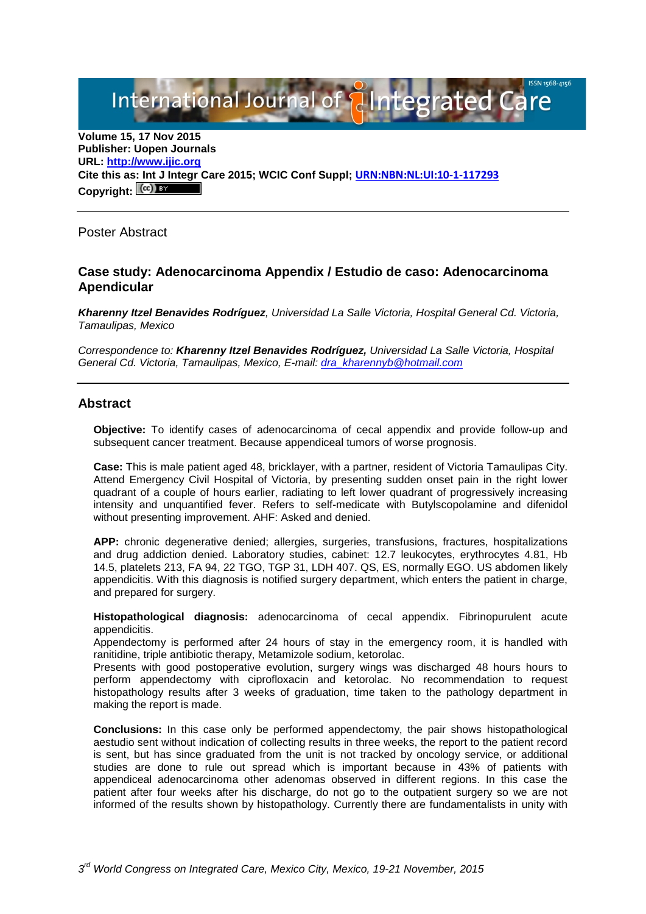International Journal of Integrated Care

**Volume 15, 17 Nov 2015**
**Publisher: Uopen Journals**
**URL: [http://www.ijic.org](http://www.ijic.org)**
**Cite this as: Int J Integr Care 2015; WCIC Conf Suppl; [URN:NBN:NL:UI:10-1-117293](URN:NBN:NL:UI:10-1-117293)**
**Copyright:** (cc) BY

---

Poster Abstract

## Case study: Adenocarcinoma Appendix / Estudio de caso: Adenocarcinoma Apendicular

***Kharenny Itzel Benavides Rodríguez**, Universidad La Salle Victoria, Hospital General Cd. Victoria, Tamaulipas, Mexico*

*Correspondence to: **Kharenny Itzel Benavides Rodríguez,** Universidad La Salle Victoria, Hospital General Cd. Victoria, Tamaulipas, Mexico, E-mail: [dra_kharennyb@hotmail.com](mailto:dra_kharennyb@hotmail.com)*

---

## Abstract

**Objective:** To identify cases of adenocarcinoma of cecal appendix and provide follow-up and subsequent cancer treatment. Because appendiceal tumors of worse prognosis.

**Case:** This is male patient aged 48, bricklayer, with a partner, resident of Victoria Tamaulipas City. Attend Emergency Civil Hospital of Victoria, by presenting sudden onset pain in the right lower quadrant of a couple of hours earlier, radiating to left lower quadrant of progressively increasing intensity and unquantified fever. Refers to self-medicate with Butylscopolamine and difenidol without presenting improvement. AHF: Asked and denied.

**APP:** chronic degenerative denied; allergies, surgeries, transfusions, fractures, hospitalizations and drug addiction denied. Laboratory studies, cabinet: 12.7 leukocytes, erythrocytes 4.81, Hb 14.5, platelets 213, FA 94, 22 TGO, TGP 31, LDH 407. QS, ES, normally EGO. US abdomen likely appendicitis. With this diagnosis is notified surgery department, which enters the patient in charge, and prepared for surgery.

**Histopathological diagnosis:** adenocarcinoma of cecal appendix. Fibrinopurulent acute appendicitis.
Appendectomy is performed after 24 hours of stay in the emergency room, it is handled with ranitidine, triple antibiotic therapy, Metamizole sodium, ketorolac.
Presents with good postoperative evolution, surgery wings was discharged 48 hours hours to perform appendectomy with ciprofloxacin and ketorolac. No recommendation to request histopathology results after 3 weeks of graduation, time taken to the pathology department in making the report is made.

**Conclusions:** In this case only be performed appendectomy, the pair shows histopathological aestudio sent without indication of collecting results in three weeks, the report to the patient record is sent, but has since graduated from the unit is not tracked by oncology service, or additional studies are done to rule out spread which is important because in 43% of patients with appendiceal adenocarcinoma other adenomas observed in different regions. In this case the patient after four weeks after his discharge, do not go to the outpatient surgery so we are not informed of the results shown by histopathology. Currently there are fundamentalists in unity with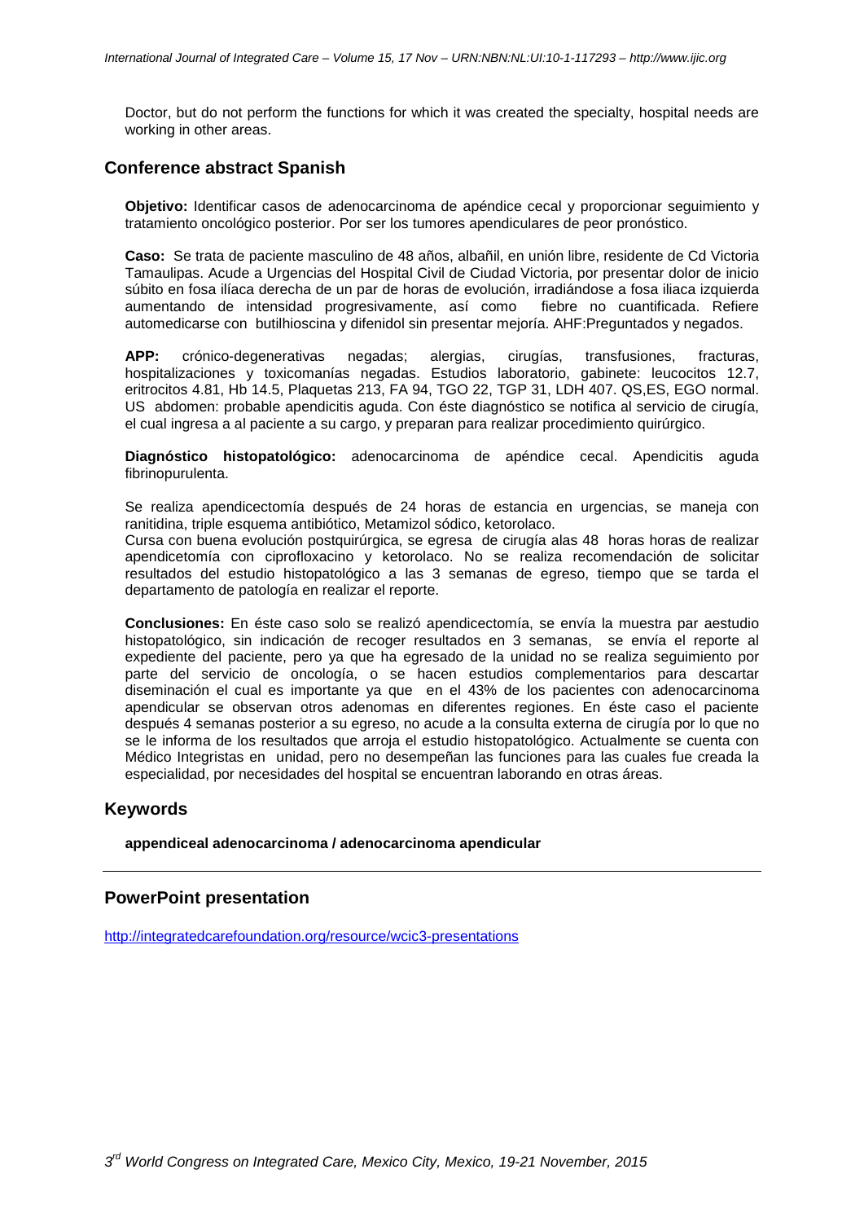Doctor, but do not perform the functions for which it was created the specialty, hospital needs are working in other areas.

## Conference abstract Spanish

**Objetivo:** Identificar casos de adenocarcinoma de apéndice cecal y proporcionar seguimiento y tratamiento oncológico posterior. Por ser los tumores apendiculares de peor pronóstico.

**Caso:** Se trata de paciente masculino de 48 años, albañil, en unión libre, residente de Cd Victoria Tamaulipas. Acude a Urgencias del Hospital Civil de Ciudad Victoria, por presentar dolor de inicio súbito en fosa ilíaca derecha de un par de horas de evolución, irradiándose a fosa iliaca izquierda aumentando de intensidad progresivamente, así como fiebre no cuantificada. Refiere automedicarse con butilhioscina y difenidol sin presentar mejoría. AHF:Preguntados y negados.

**APP:** crónico-degenerativas negadas; alergias, cirugías, transfusiones, fracturas, hospitalizaciones y toxicomanías negadas. Estudios laboratorio, gabinete: leucocitos 12.7, eritrocitos 4.81, Hb 14.5, Plaquetas 213, FA 94, TGO 22, TGP 31, LDH 407. QS,ES, EGO normal. US abdomen: probable apendicitis aguda. Con éste diagnóstico se notifica al servicio de cirugía, el cual ingresa a al paciente a su cargo, y preparan para realizar procedimiento quirúrgico.

**Diagnóstico histopatológico:** adenocarcinoma de apéndice cecal. Apendicitis aguda fibrinopurulenta.

Se realiza apendicectomía después de 24 horas de estancia en urgencias, se maneja con ranitidina, triple esquema antibiótico, Metamizol sódico, ketorolaco.
Cursa con buena evolución postquirúrgica, se egresa de cirugía alas 48 horas horas de realizar apendicetomía con ciprofloxacino y ketorolaco. No se realiza recomendación de solicitar resultados del estudio histopatológico a las 3 semanas de egreso, tiempo que se tarda el departamento de patología en realizar el reporte.

**Conclusiones:** En éste caso solo se realizó apendicectomía, se envía la muestra par aestudio histopatológico, sin indicación de recoger resultados en 3 semanas, se envía el reporte al expediente del paciente, pero ya que ha egresado de la unidad no se realiza seguimiento por parte del servicio de oncología, o se hacen estudios complementarios para descartar diseminación el cual es importante ya que en el 43% de los pacientes con adenocarcinoma apendicular se observan otros adenomas en diferentes regiones. En éste caso el paciente después 4 semanas posterior a su egreso, no acude a la consulta externa de cirugía por lo que no se le informa de los resultados que arroja el estudio histopatológico. Actualmente se cuenta con Médico Integristas en unidad, pero no desempeñan las funciones para las cuales fue creada la especialidad, por necesidades del hospital se encuentran laborando en otras áreas.

## Keywords

**appendiceal adenocarcinoma / adenocarcinoma apendicular**

---

## PowerPoint presentation

http://integratedcarefoundation.org/resource/wcic3-presentations